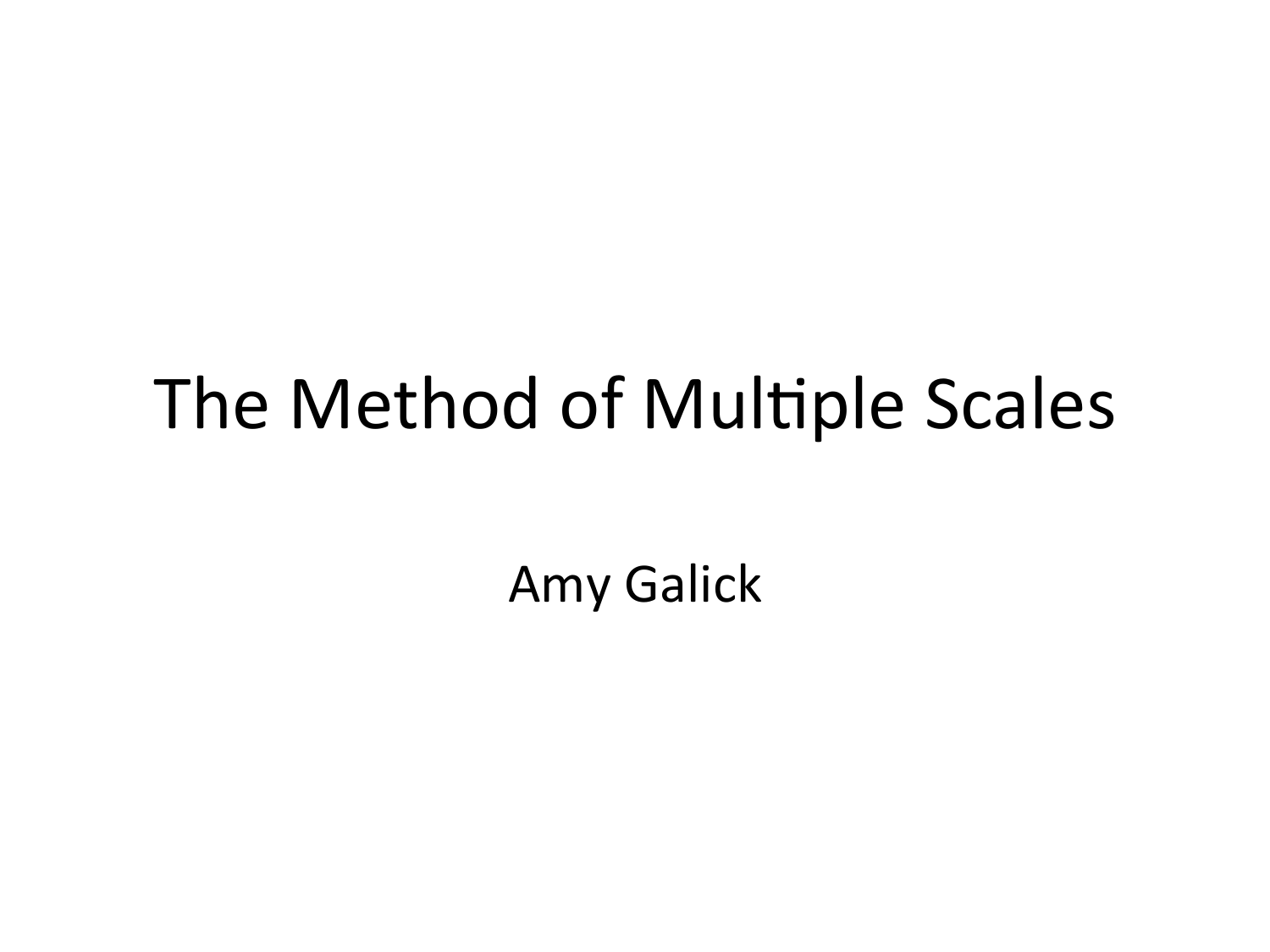# The Method of Multiple Scales

Amy Galick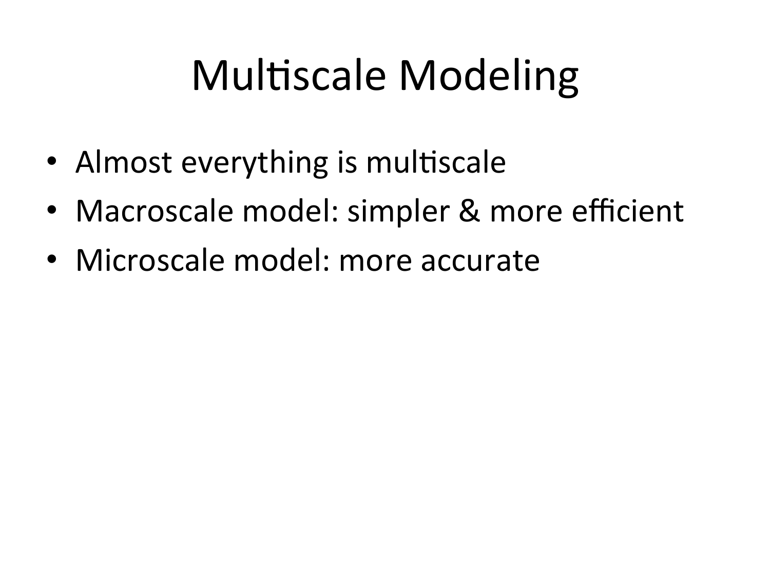# Multiscale Modeling

- Almost everything is multiscale
- Macroscale model: simpler & more efficient
- Microscale model: more accurate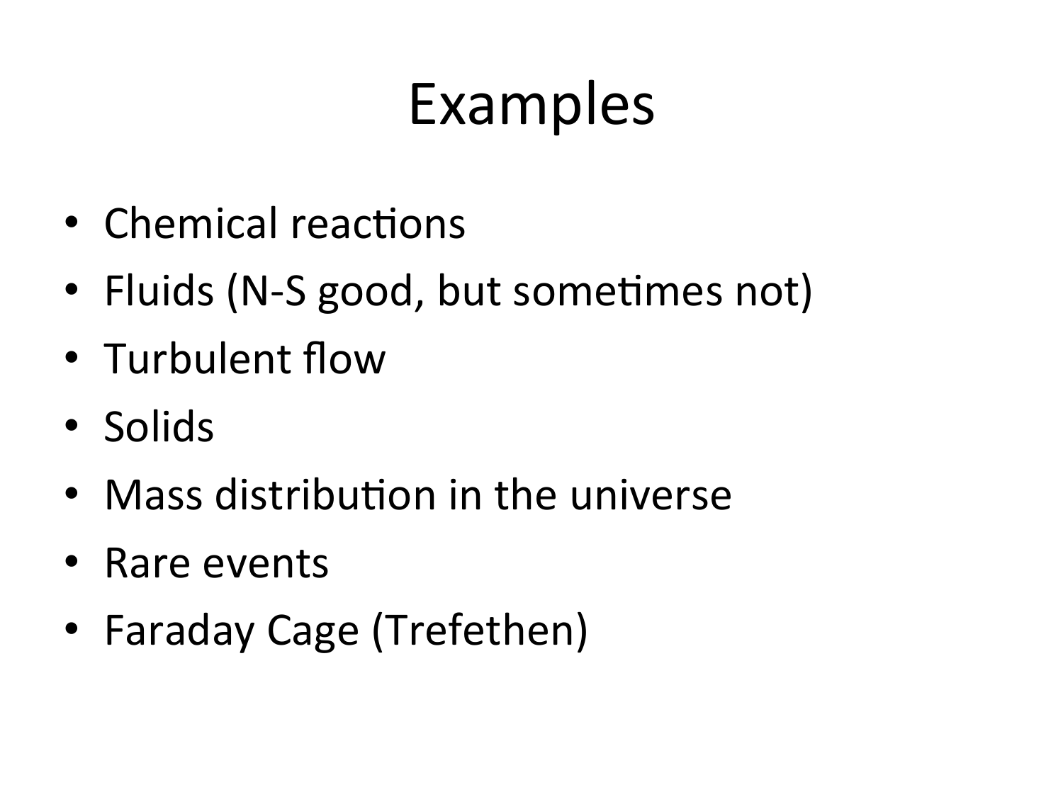# Examples

- Chemical reactions
- Fluids (N-S good, but sometimes not)
- Turbulent flow
- Solids
- Mass distribution in the universe
- Rare events
- Faraday Cage (Trefethen)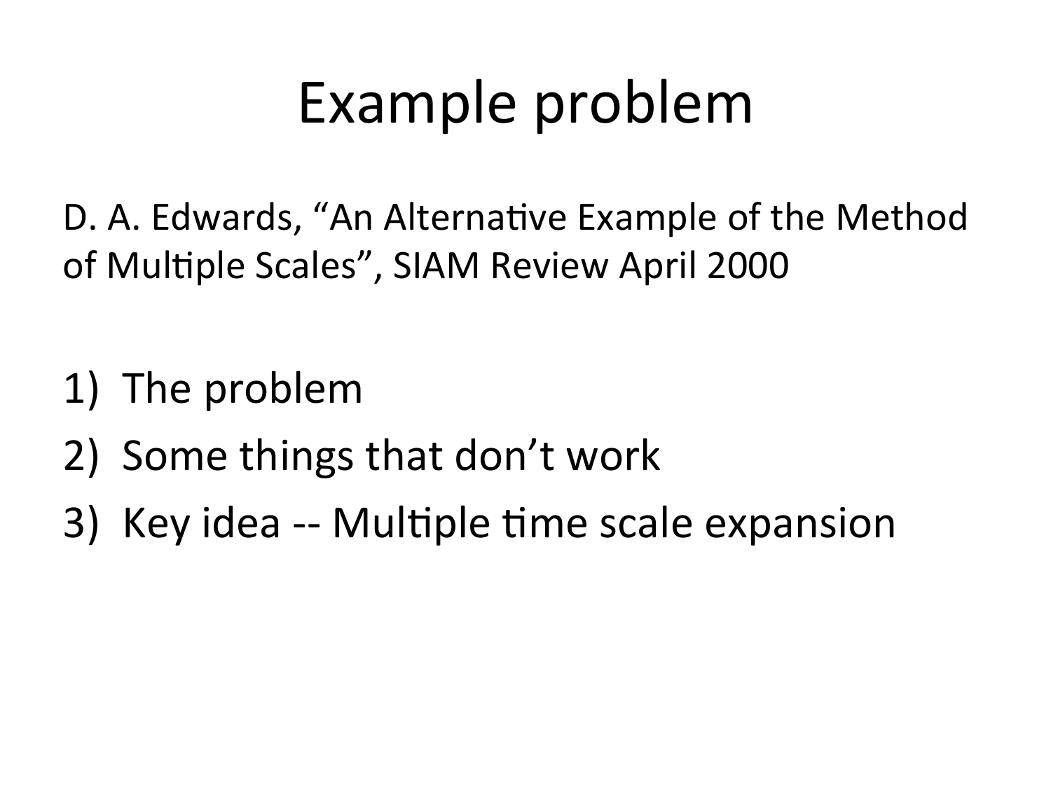# Example problem

D. A. Edwards, "An Alternative Example of the Method of Multiple Scales", SIAM Review April 2000

1) The problem
2) Some things that don't work
3) Key idea -- Multiple time scale expansion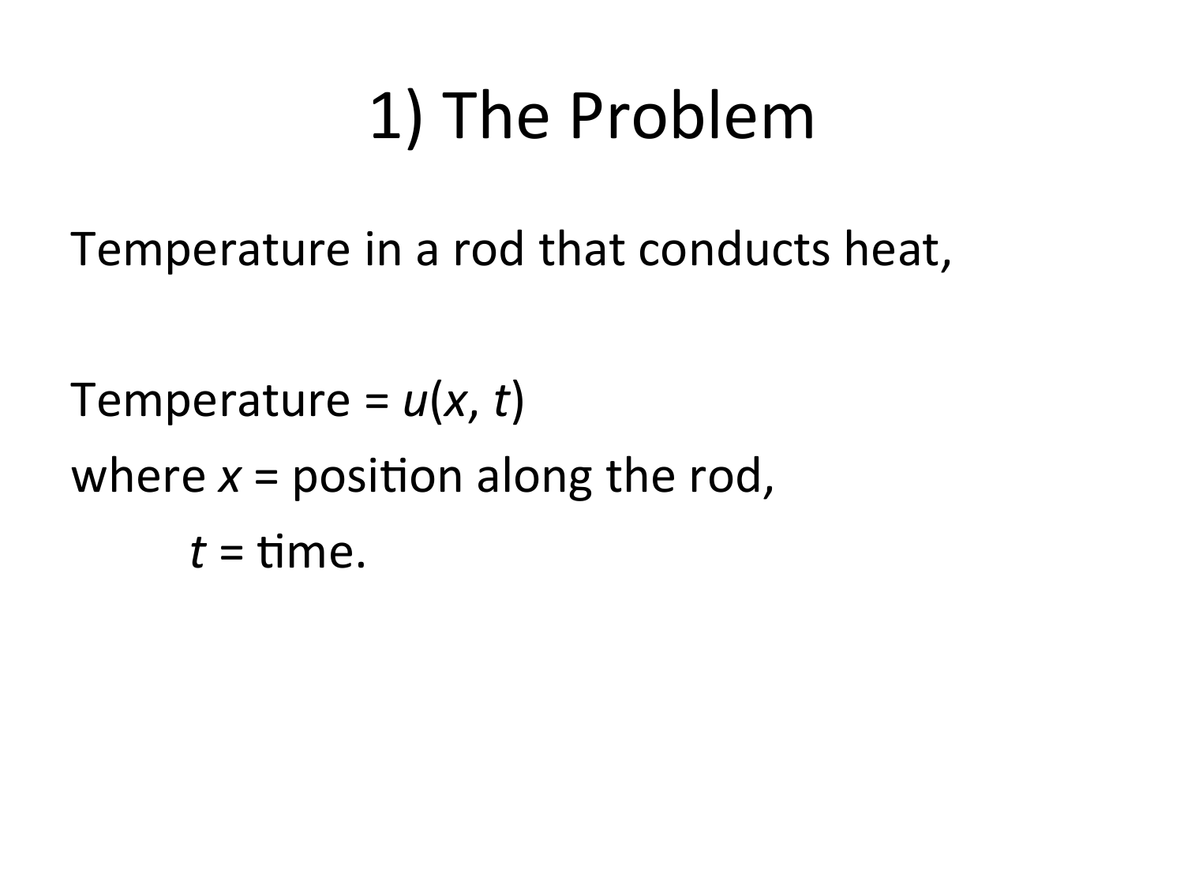# 1) The Problem

Temperature in a rod that conducts heat,

Temperature = $u(x, t)$

where $x$ = position along the rod,

$t$ = time.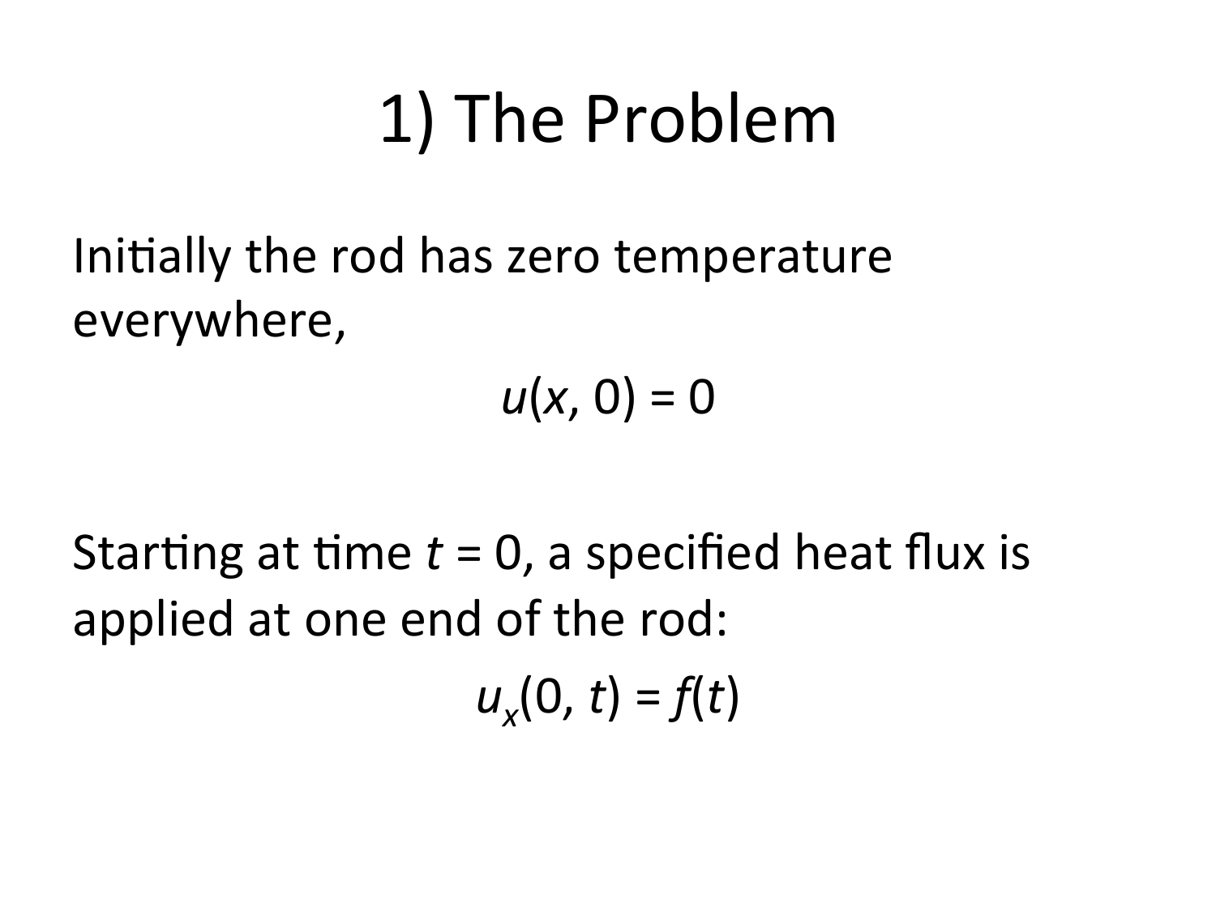# 1) The Problem

Initially the rod has zero temperature everywhere,

$$u(x, 0) = 0$$

Starting at time $t = 0$, a specified heat flux is applied at one end of the rod:

$$u_x(0, t) = f(t)$$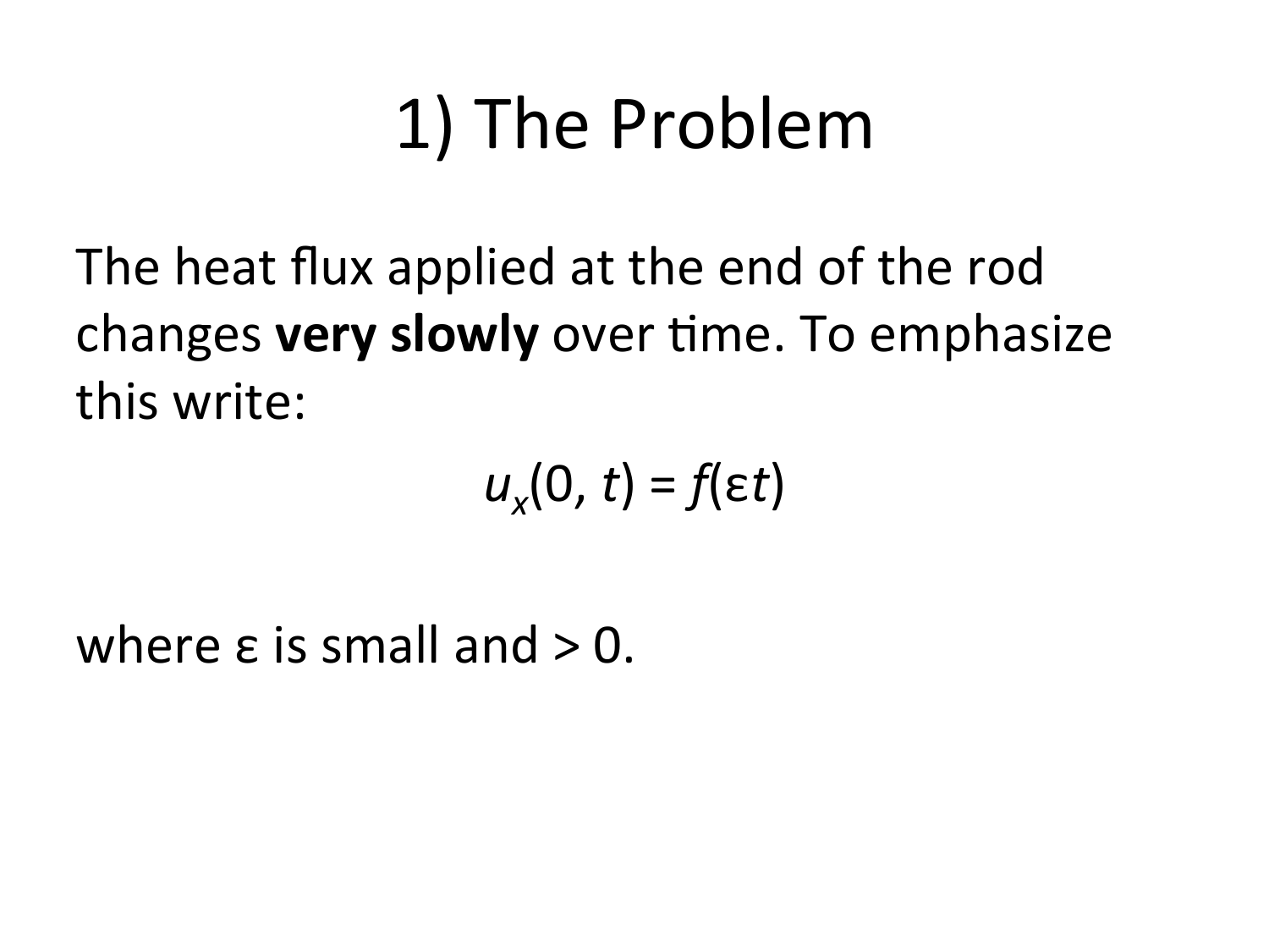# 1) The Problem

The heat flux applied at the end of the rod changes **very slowly** over time. To emphasize this write:

$$u_x(0, t) = f(\varepsilon t)$$

where $\varepsilon$ is small and $> 0$.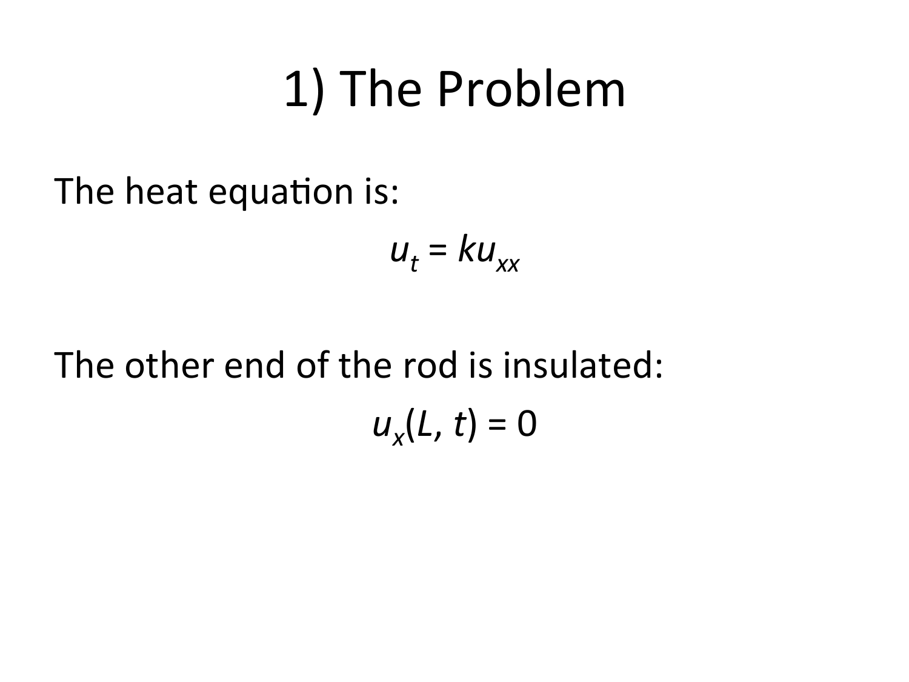# 1) The Problem

The heat equation is:

$$u_t = ku_{xx}$$

The other end of the rod is insulated:

$$u_x(L, t) = 0$$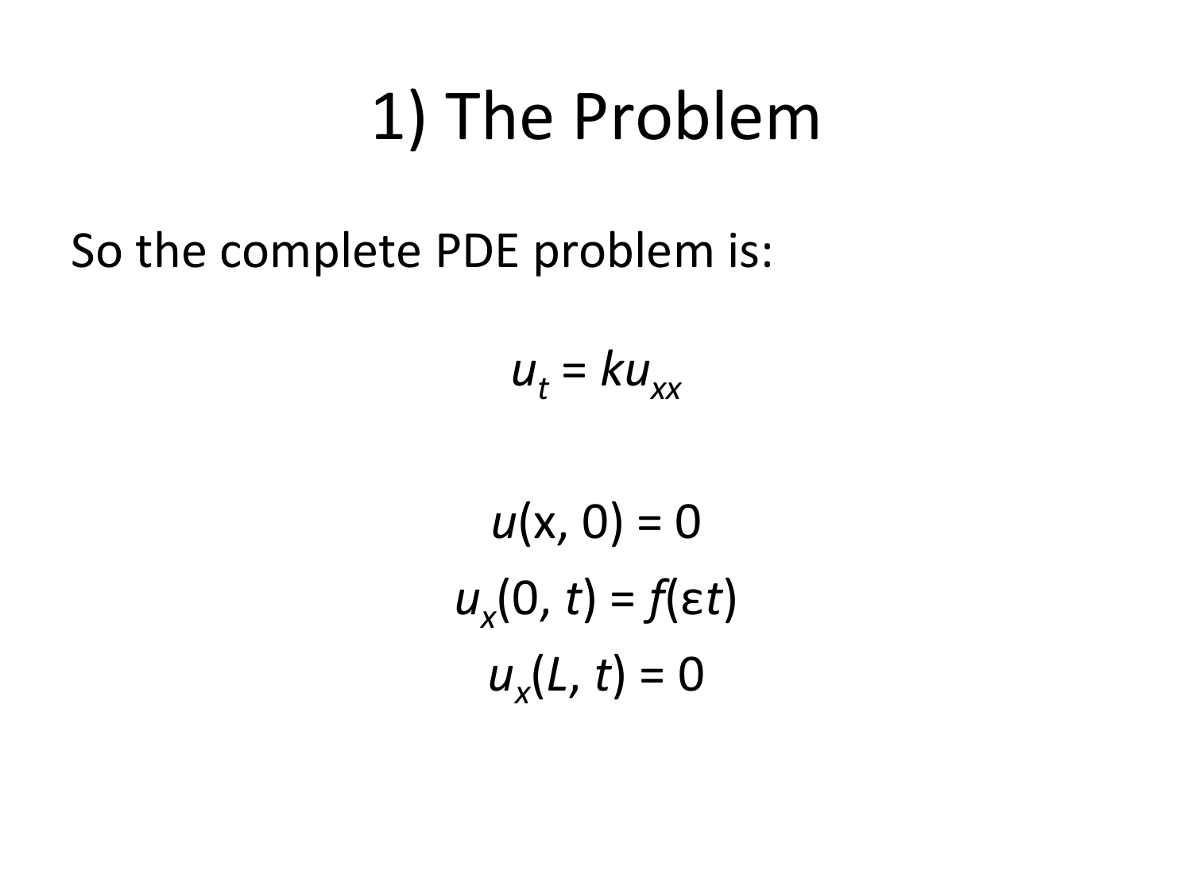# 1) The Problem

So the complete PDE problem is:

$$u_t = ku_{xx}$$

$$u(\mathrm{x}, 0) = 0$$

$$u_x(0, t) = f(\varepsilon t)$$

$$u_x(L, t) = 0$$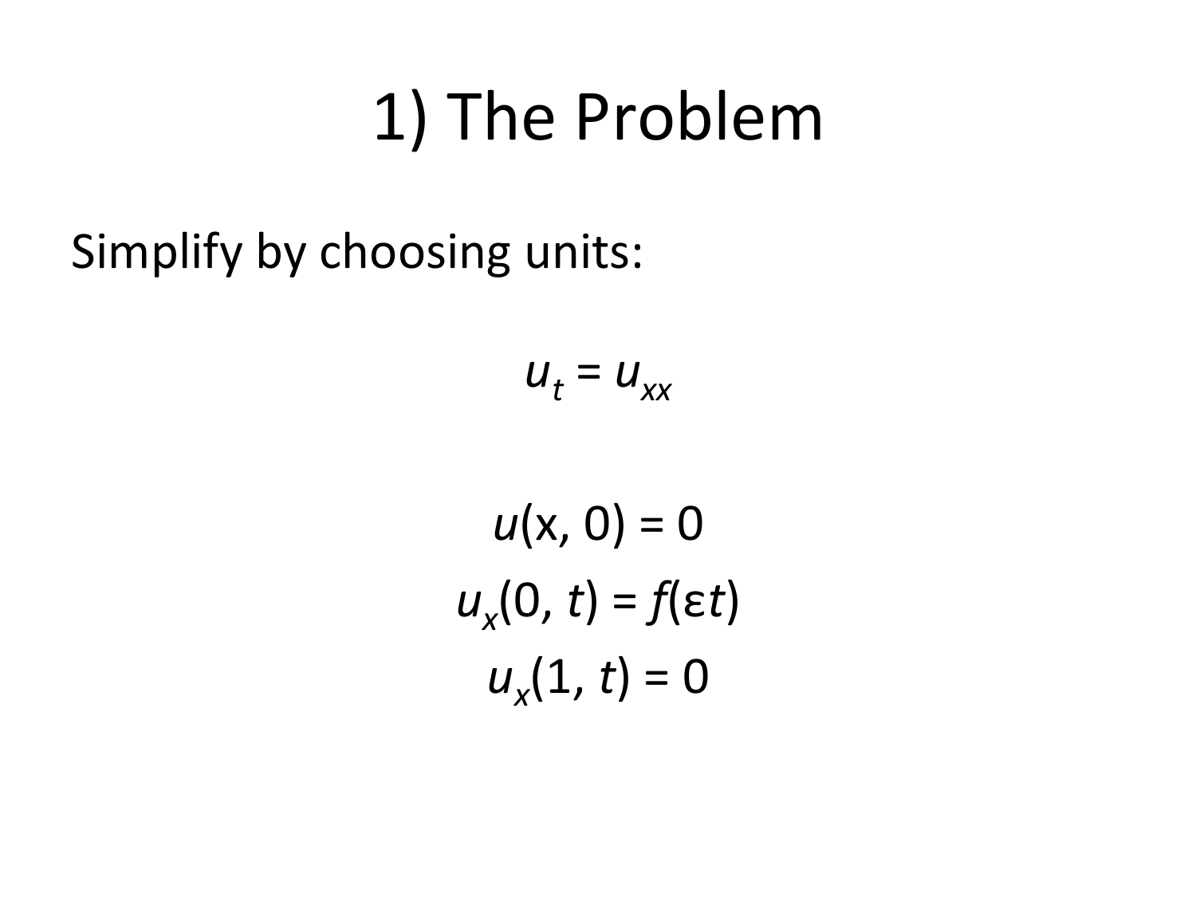# 1) The Problem

Simplify by choosing units:

$$u_t = u_{xx}$$

$$u(x, 0) = 0$$

$$u_x(0, t) = f(\varepsilon t)$$

$$u_x(1, t) = 0$$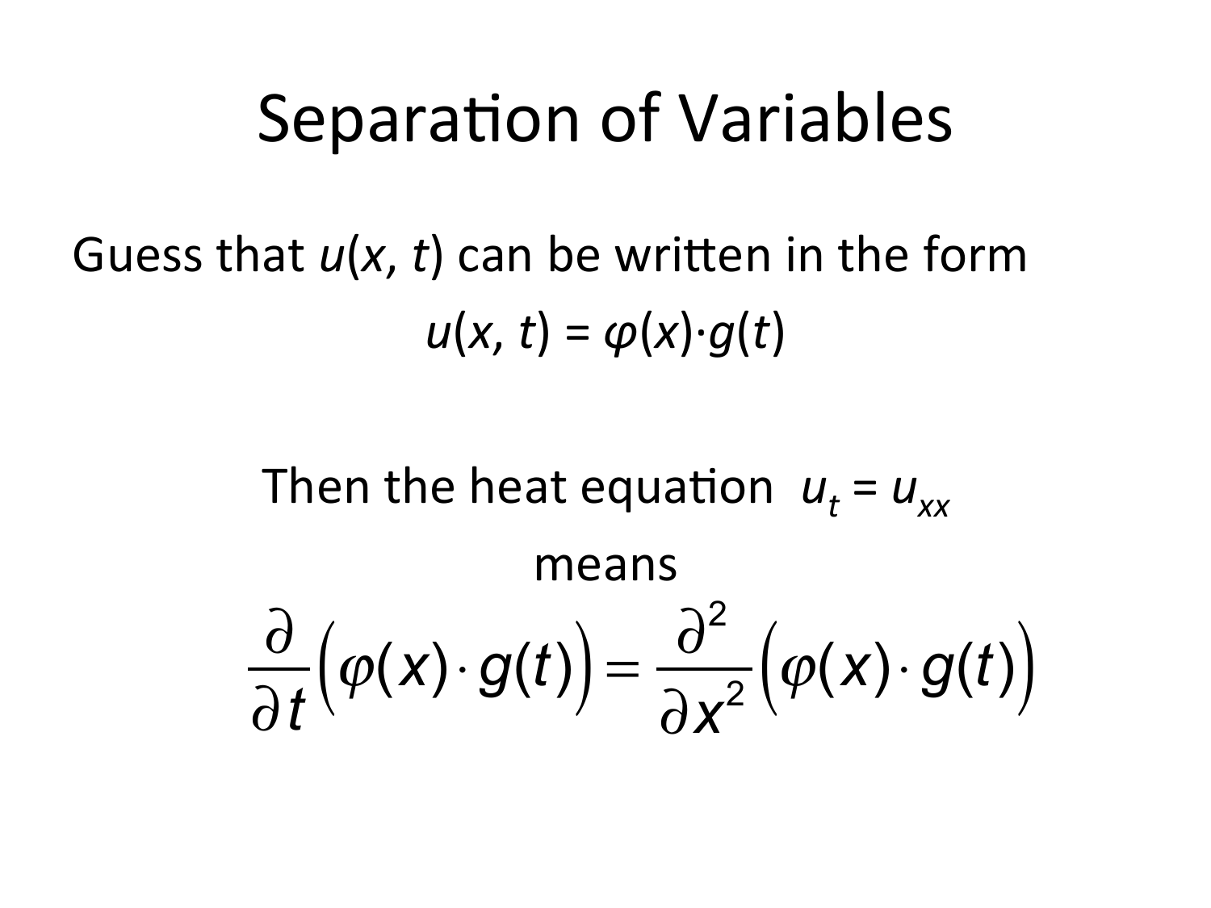# Separation of Variables

Guess that $u(x, t)$ can be written in the form

$$u(x, t) = \varphi(x) \cdot g(t)$$

Then the heat equation $u_t = u_{xx}$

means

$$\frac{\partial}{\partial t}\Big(\varphi(x) \cdot g(t)\Big) = \frac{\partial^2}{\partial x^2}\Big(\varphi(x) \cdot g(t)\Big)$$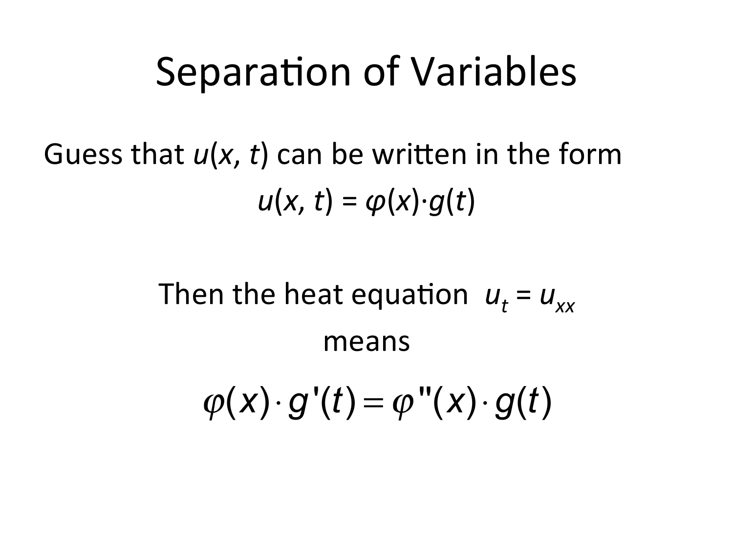# Separation of Variables

Guess that $u(x, t)$ can be written in the form

$$u(x, t) = \varphi(x) \cdot g(t)$$

Then the heat equation $u_t = u_{xx}$

means

$$\varphi(x) \cdot g'(t) = \varphi''(x) \cdot g(t)$$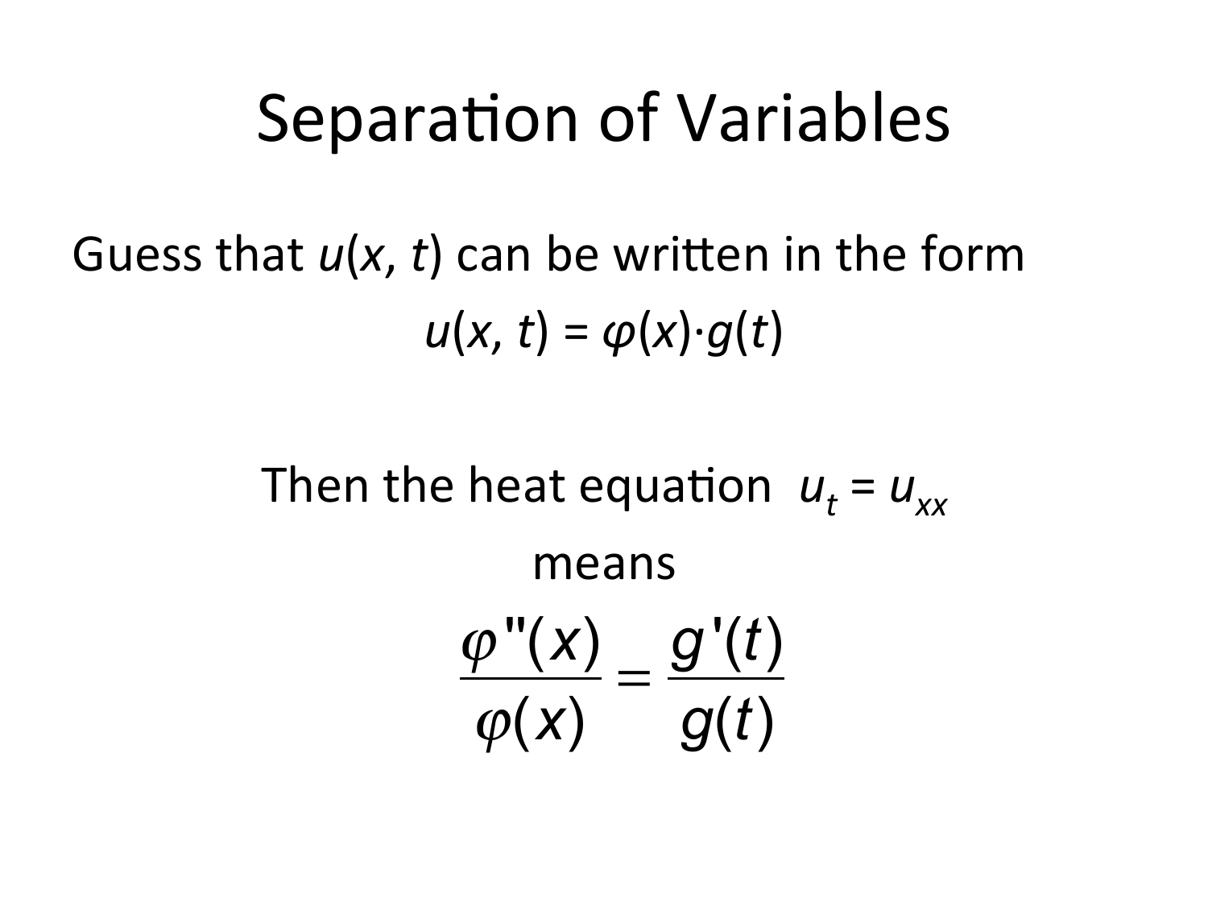# Separation of Variables

Guess that $u(x, t)$ can be written in the form

$$u(x, t) = \varphi(x) \cdot g(t)$$

Then the heat equation $u_t = u_{xx}$

means

$$\frac{\varphi''(x)}{\varphi(x)} = \frac{g'(t)}{g(t)}$$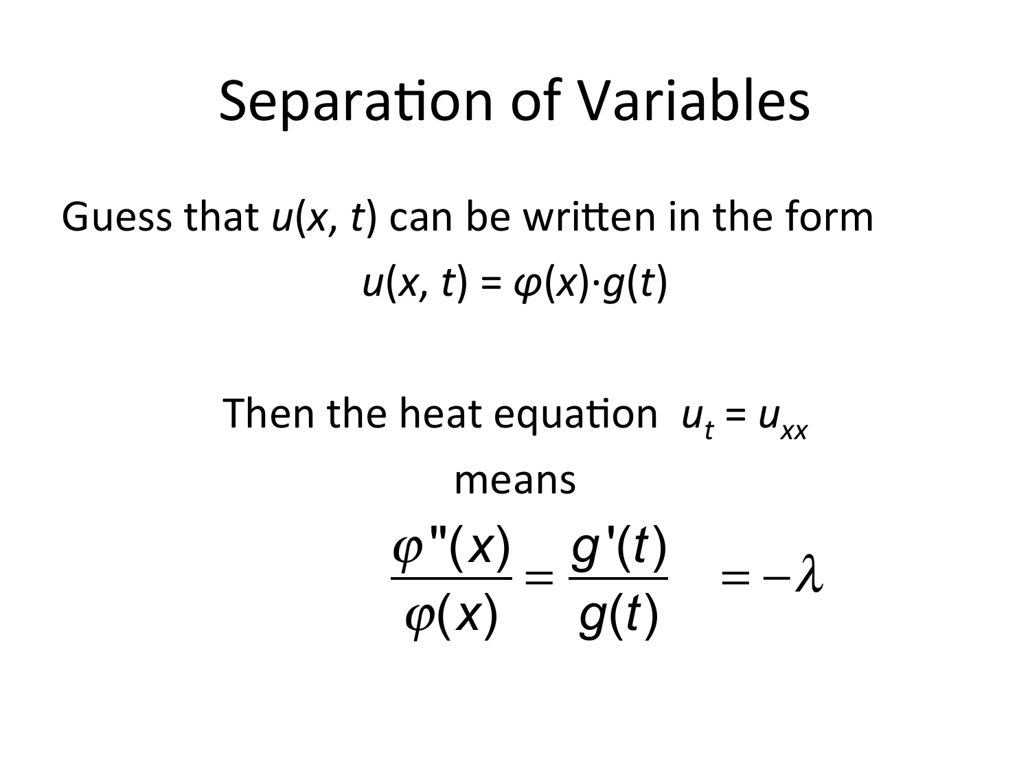# Separation of Variables

Guess that $u(x, t)$ can be written in the form

$$u(x, t) = \varphi(x) \cdot g(t)$$

Then the heat equation $u_t = u_{xx}$

means

$$\frac{\varphi''(x)}{\varphi(x)} = \frac{g'(t)}{g(t)} = -\lambda$$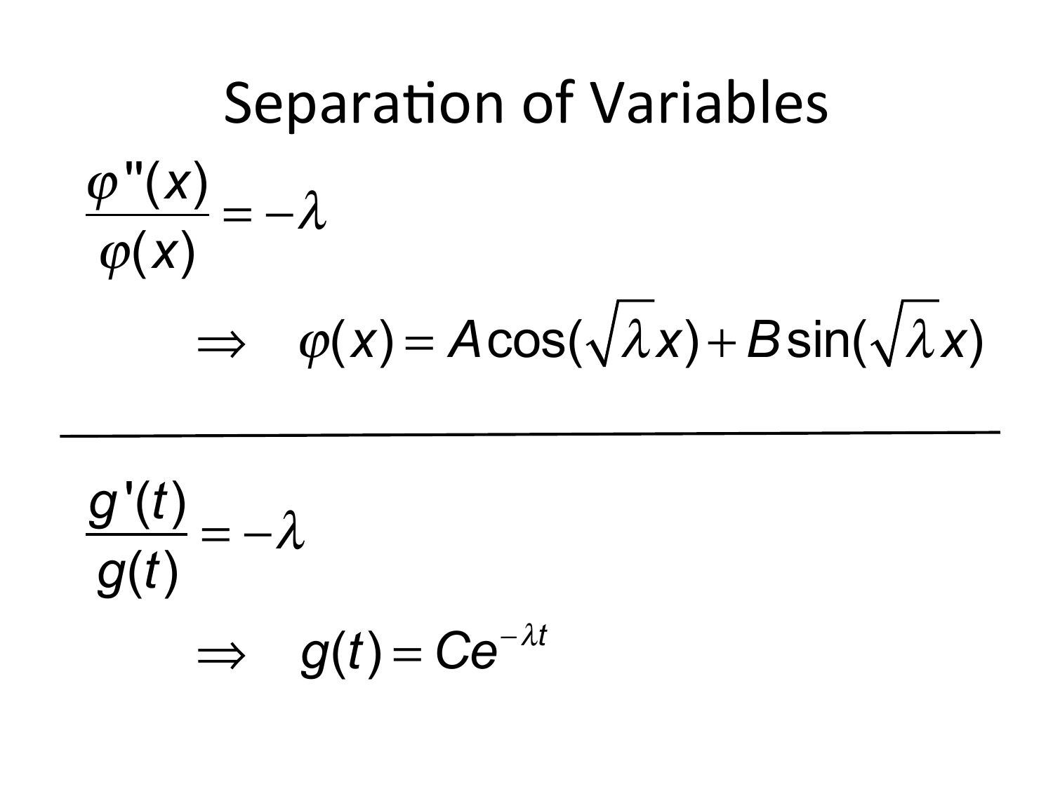# Separation of Variables

$$\frac{\varphi''(x)}{\varphi(x)} = -\lambda$$

$$\Rightarrow \quad \varphi(x) = A\cos(\sqrt{\lambda}\,x) + B\sin(\sqrt{\lambda}\,x)$$

---

$$\frac{g'(t)}{g(t)} = -\lambda$$

$$\Rightarrow \quad g(t) = Ce^{-\lambda t}$$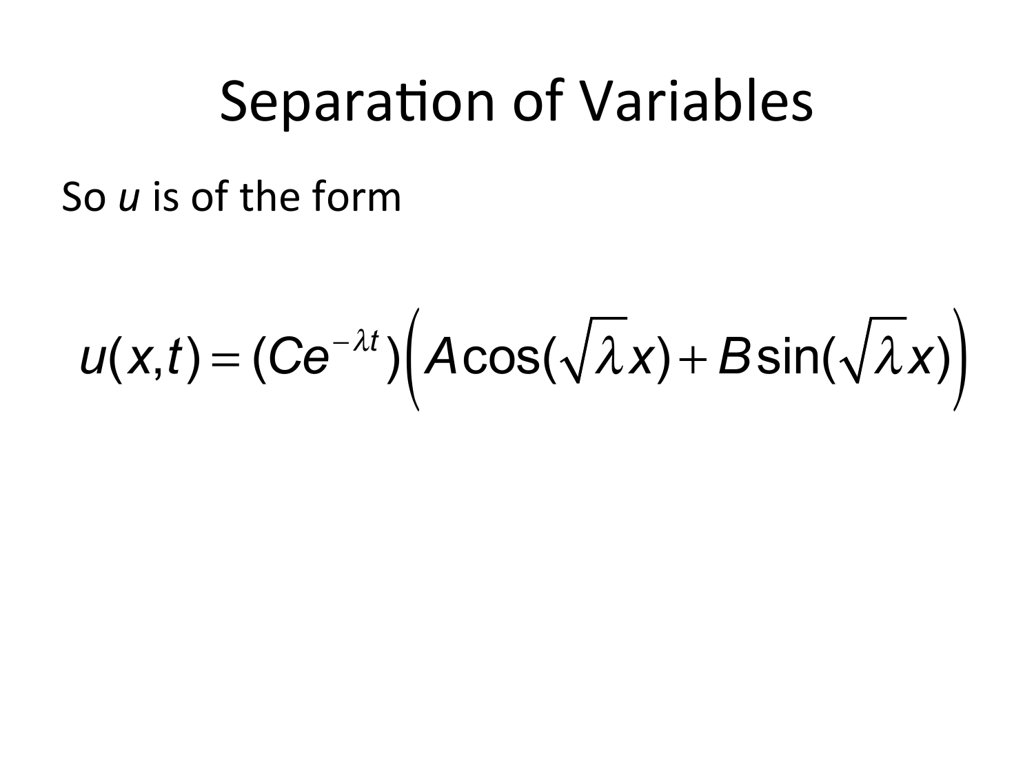# Separation of Variables

So *u* is of the form

$$u(x,t) = (Ce^{-\lambda t})\left(A\cos(\sqrt{\lambda}x) + B\sin(\sqrt{\lambda}x)\right)$$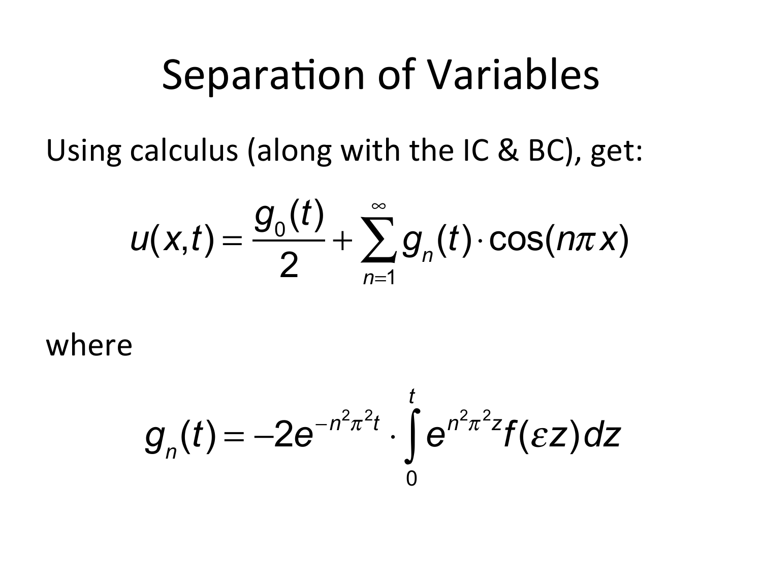# Separation of Variables

Using calculus (along with the IC & BC), get:

$$u(x,t) = \frac{g_0(t)}{2} + \sum_{n=1}^{\infty} g_n(t) \cdot \cos(n\pi x)$$

where

$$g_n(t) = -2e^{-n^2\pi^2 t} \cdot \int_0^t e^{n^2\pi^2 z} f(\varepsilon z)\, dz$$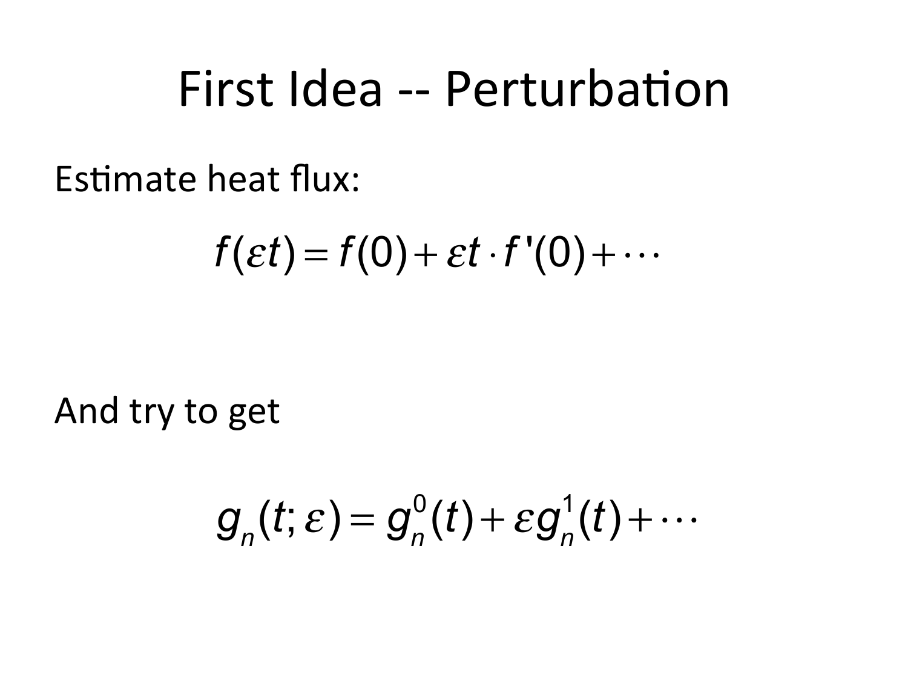# First Idea -- Perturbation

Estimate heat flux:

$$f(\varepsilon t) = f(0) + \varepsilon t \cdot f'(0) + \cdots$$

And try to get

$$g_n(t;\varepsilon) = g_n^0(t) + \varepsilon g_n^1(t) + \cdots$$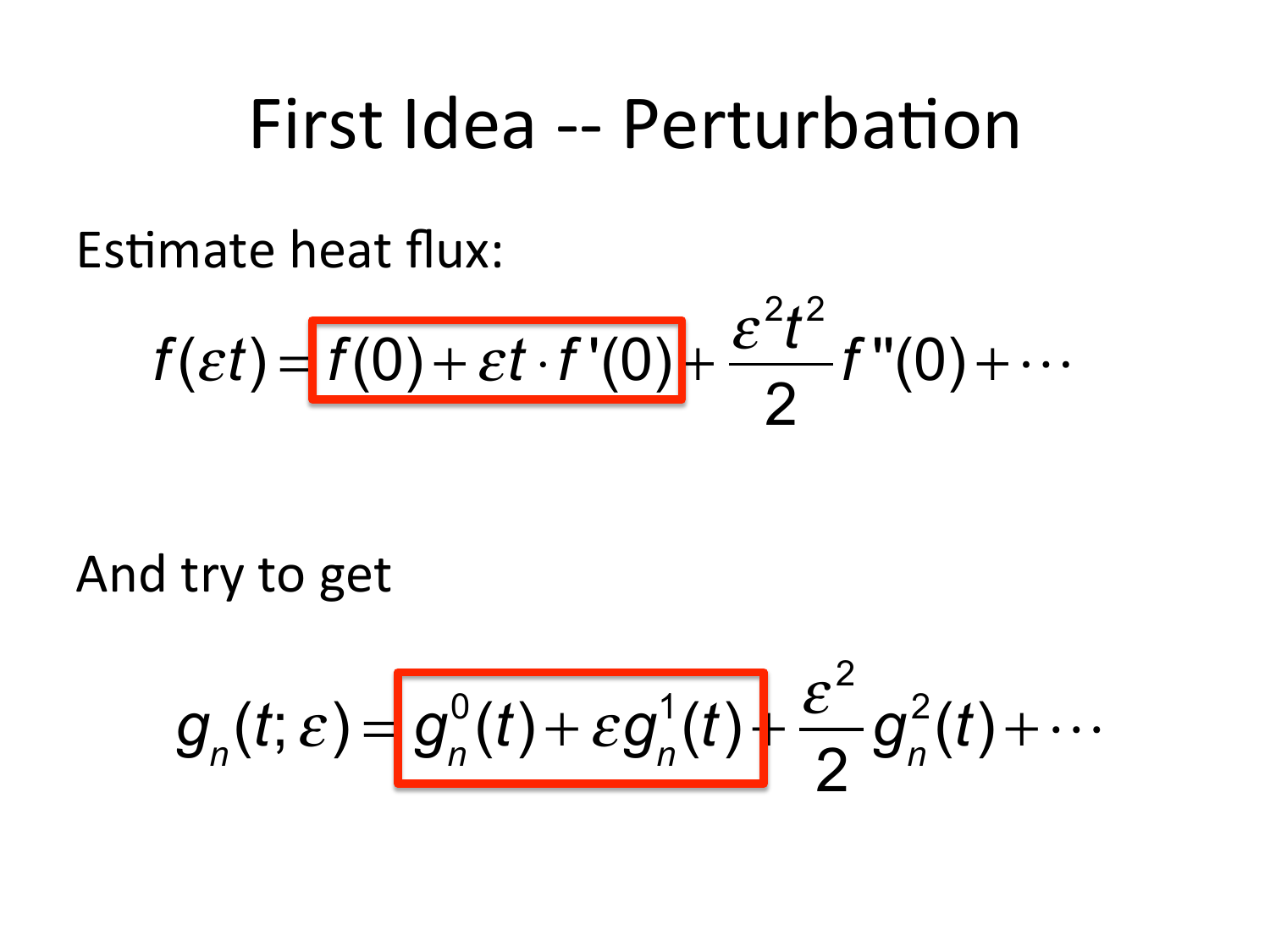# First Idea -- Perturbation

Estimate heat flux:

$$f(\varepsilon t) = \boxed{f(0) + \varepsilon t \cdot f'(0)} + \frac{\varepsilon^2 t^2}{2} f''(0) + \cdots$$

And try to get

$$g_n(t;\varepsilon) = \boxed{g_n^0(t) + \varepsilon g_n^1(t)} + \frac{\varepsilon^2}{2} g_n^2(t) + \cdots$$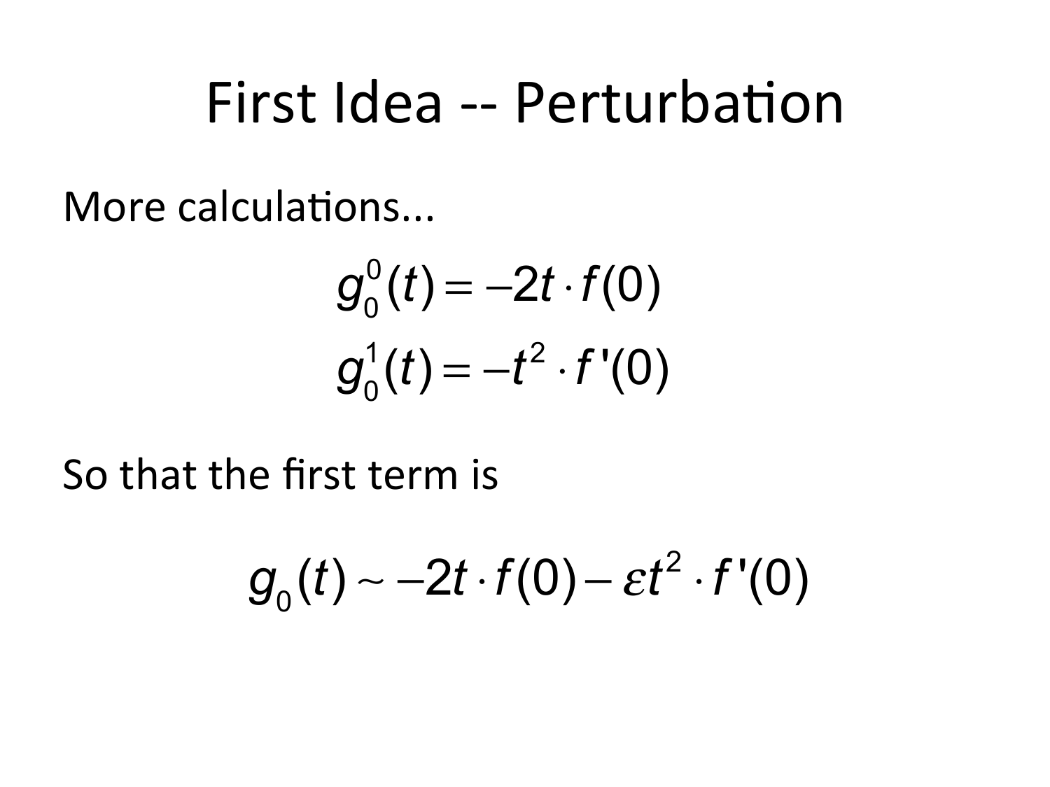# First Idea -- Perturbation

More calculations...

$$g_0^0(t) = -2t \cdot f(0)$$

$$g_0^1(t) = -t^2 \cdot f'(0)$$

So that the first term is

$$g_0(t) \sim -2t \cdot f(0) - \varepsilon t^2 \cdot f'(0)$$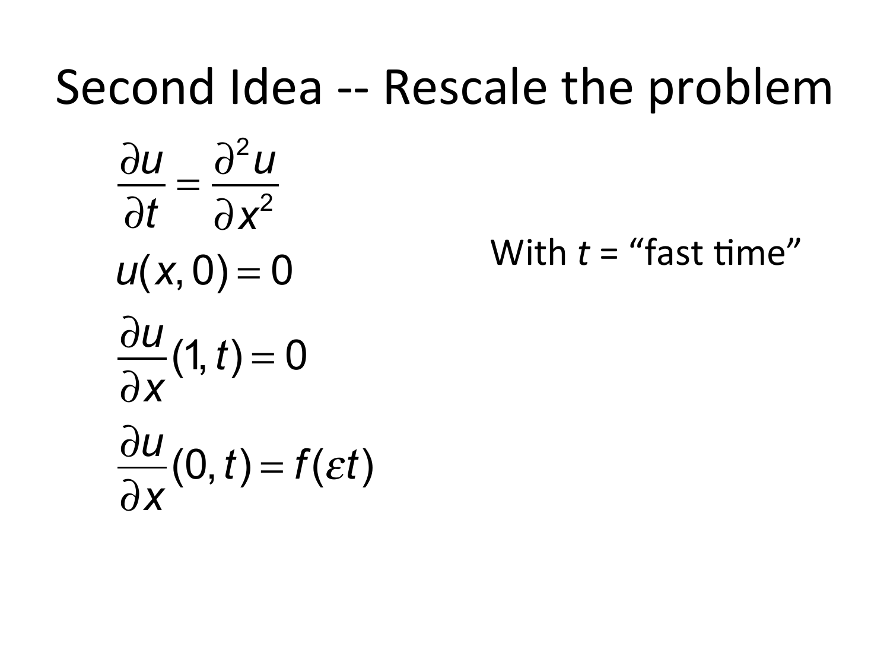# Second Idea -- Rescale the problem

$$\frac{\partial u}{\partial t} = \frac{\partial^2 u}{\partial x^2}$$

$$u(x,0) = 0$$

$$\frac{\partial u}{\partial x}(1,t) = 0$$

$$\frac{\partial u}{\partial x}(0,t) = f(\varepsilon t)$$

With $t$ = "fast time"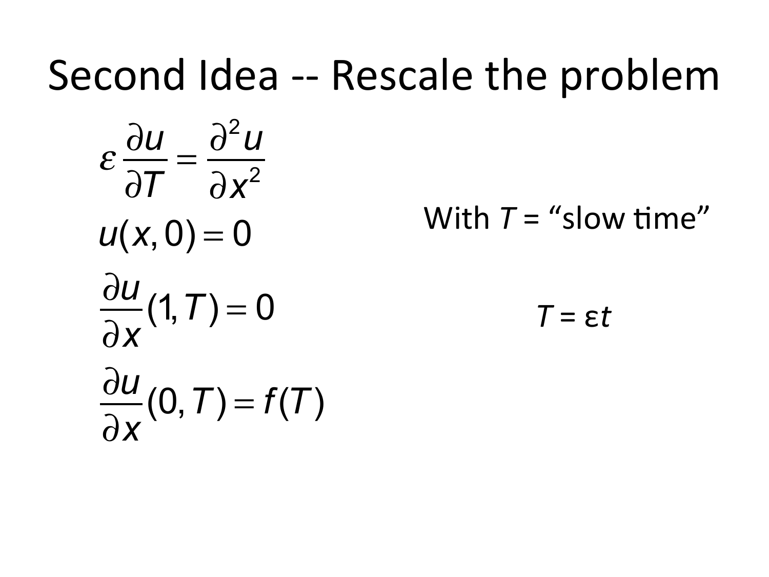# Second Idea -- Rescale the problem

$$\varepsilon \frac{\partial u}{\partial T} = \frac{\partial^2 u}{\partial x^2}$$

$$u(x,0) = 0$$

$$\frac{\partial u}{\partial x}(1,T) = 0$$

$$\frac{\partial u}{\partial x}(0,T) = f(T)$$

With $T$ = "slow time"

$T = \varepsilon t$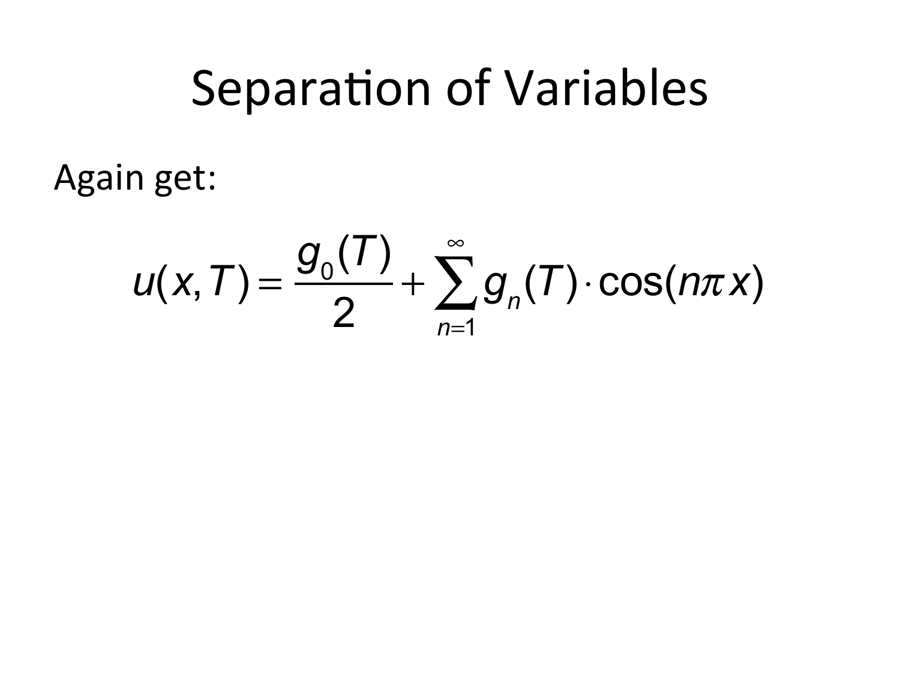# Separation of Variables

Again get:

$$u(x,T) = \frac{g_0(T)}{2} + \sum_{n=1}^{\infty} g_n(T) \cdot \cos(n\pi x)$$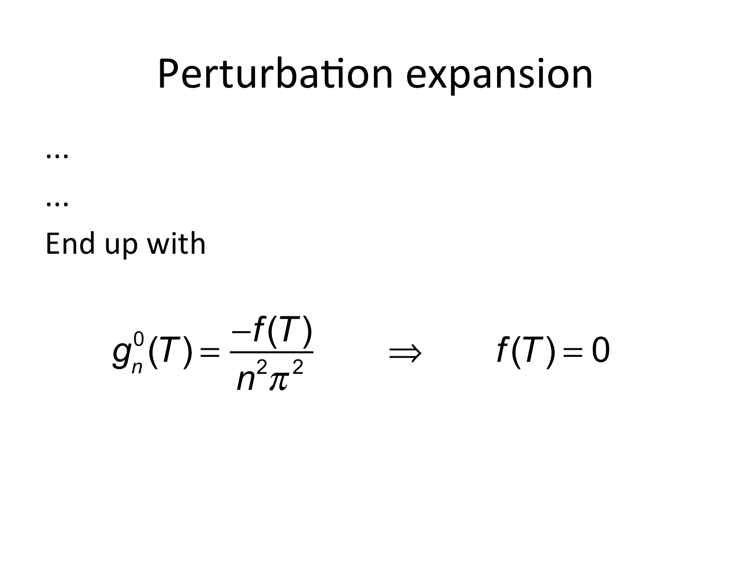# Perturbation expansion

...

...

End up with

$$g_n^0(T) = \frac{-f(T)}{n^2\pi^2} \qquad \Rightarrow \qquad f(T) = 0$$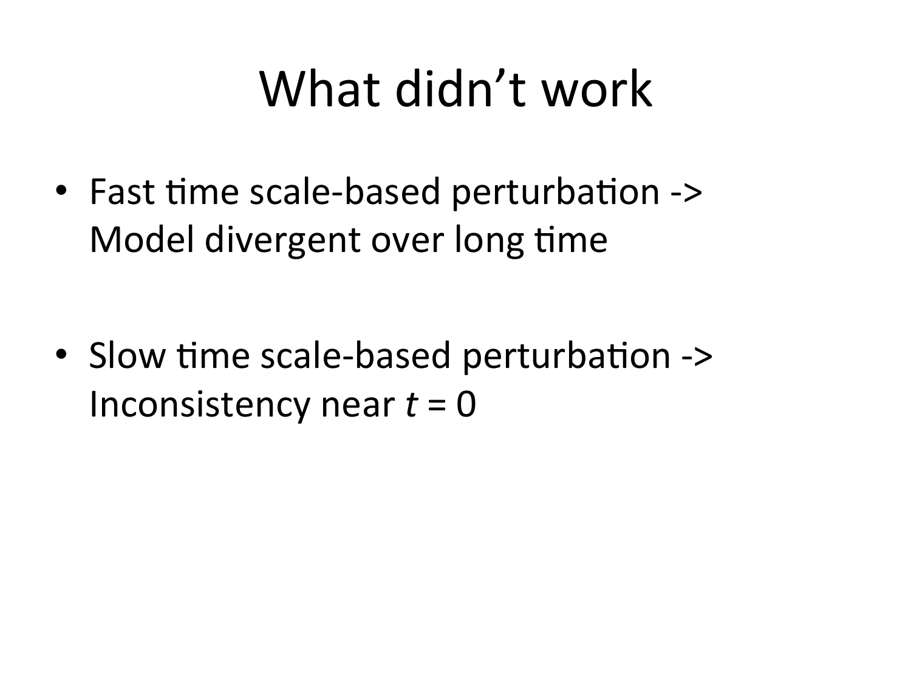# What didn't work

- Fast time scale-based perturbation -> Model divergent over long time

- Slow time scale-based perturbation -> Inconsistency near $t = 0$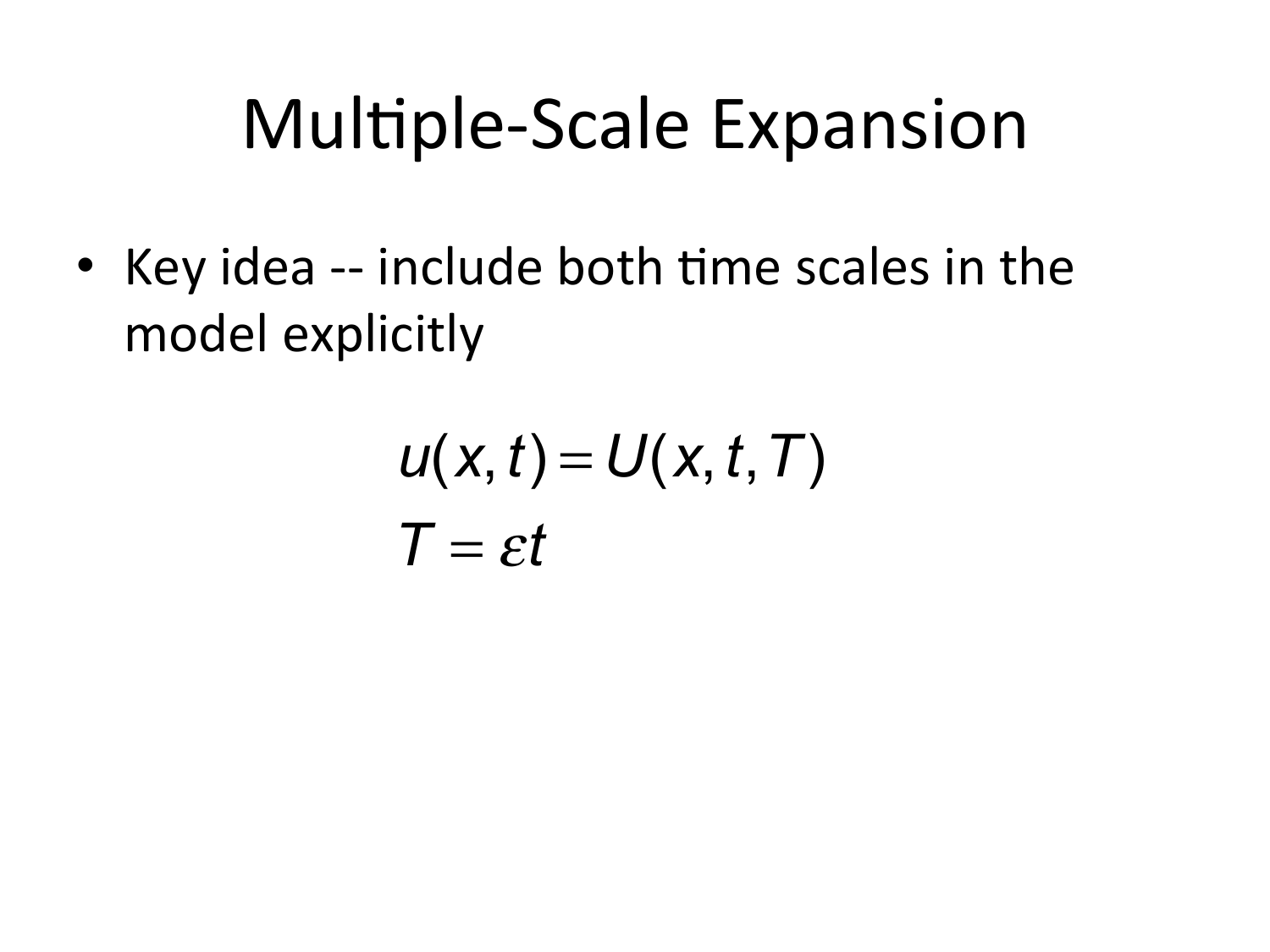# Multiple-Scale Expansion

- Key idea -- include both time scales in the model explicitly

$$u(x,t) = U(x,t,T)$$
$$T = \varepsilon t$$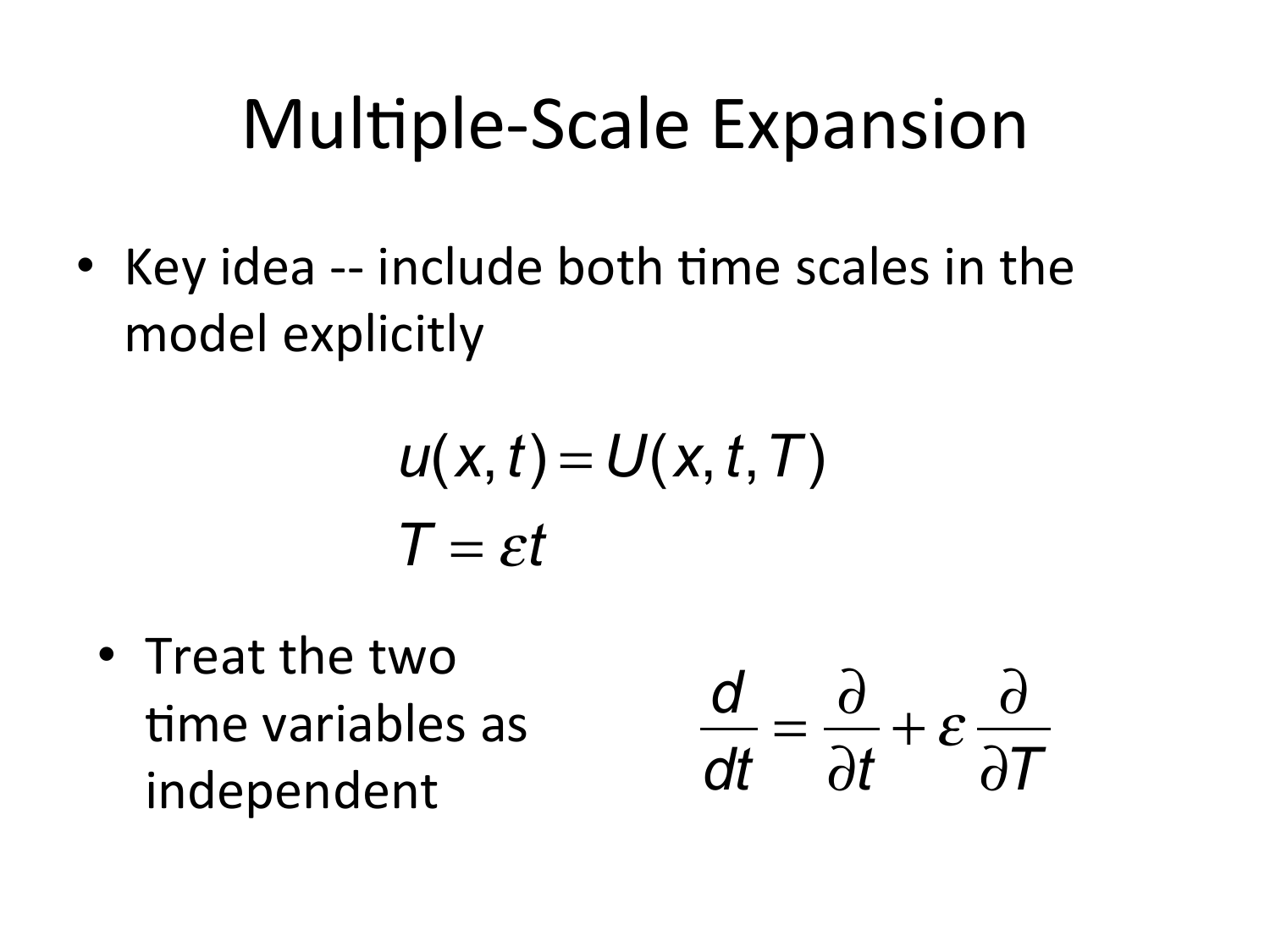# Multiple-Scale Expansion

- Key idea -- include both time scales in the model explicitly

$$u(x,t) = U(x,t,T)$$
$$T = \varepsilon t$$

- Treat the two time variables as independent

$$\frac{d}{dt} = \frac{\partial}{\partial t} + \varepsilon \frac{\partial}{\partial T}$$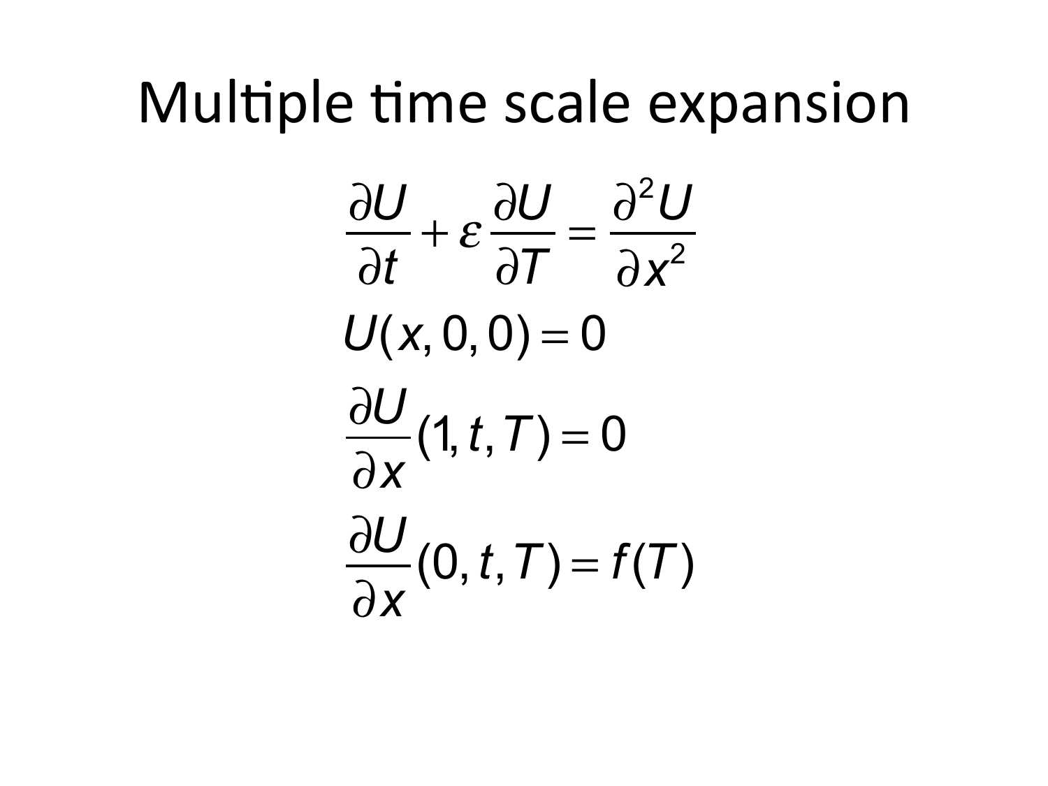# Multiple time scale expansion

$$\frac{\partial U}{\partial t} + \varepsilon \frac{\partial U}{\partial T} = \frac{\partial^2 U}{\partial x^2}$$

$$U(x,0,0) = 0$$

$$\frac{\partial U}{\partial x}(1,t,T) = 0$$

$$\frac{\partial U}{\partial x}(0,t,T) = f(T)$$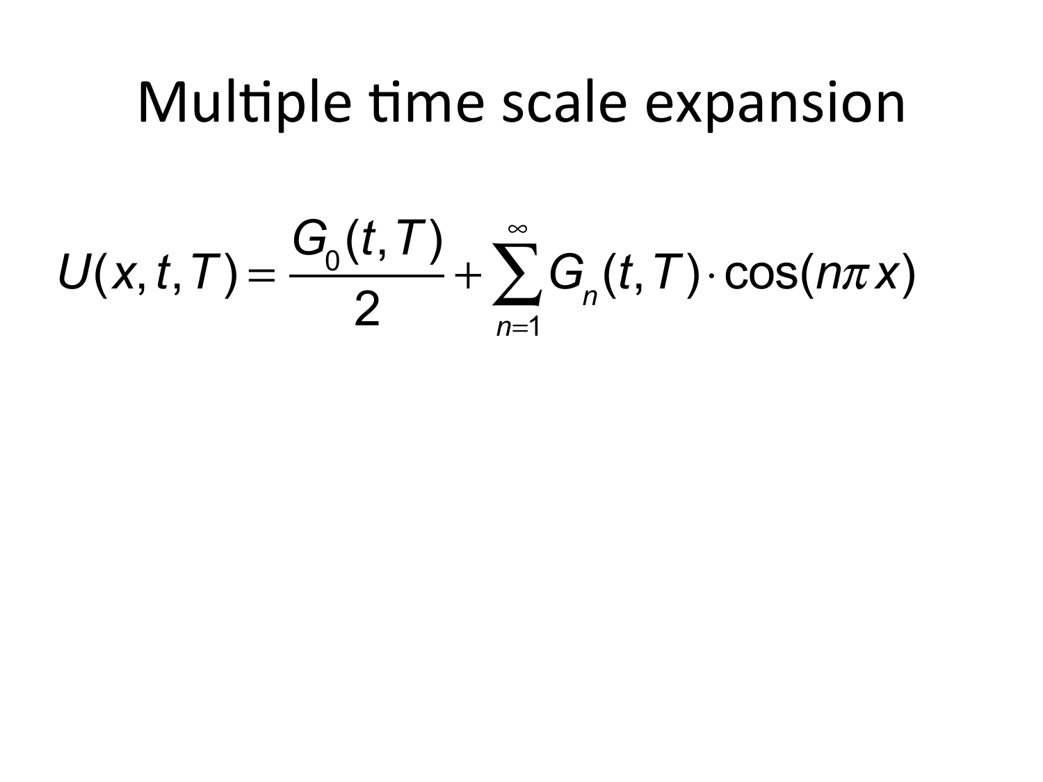# Multiple time scale expansion

$$U(x,t,T) = \frac{G_0(t,T)}{2} + \sum_{n=1}^{\infty} G_n(t,T) \cdot \cos(n\pi x)$$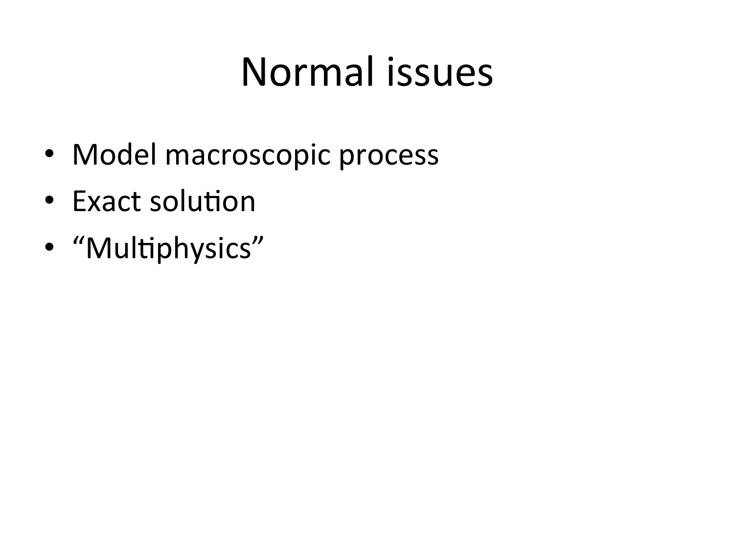# Normal issues

- Model macroscopic process
- Exact solution
- "Multiphysics"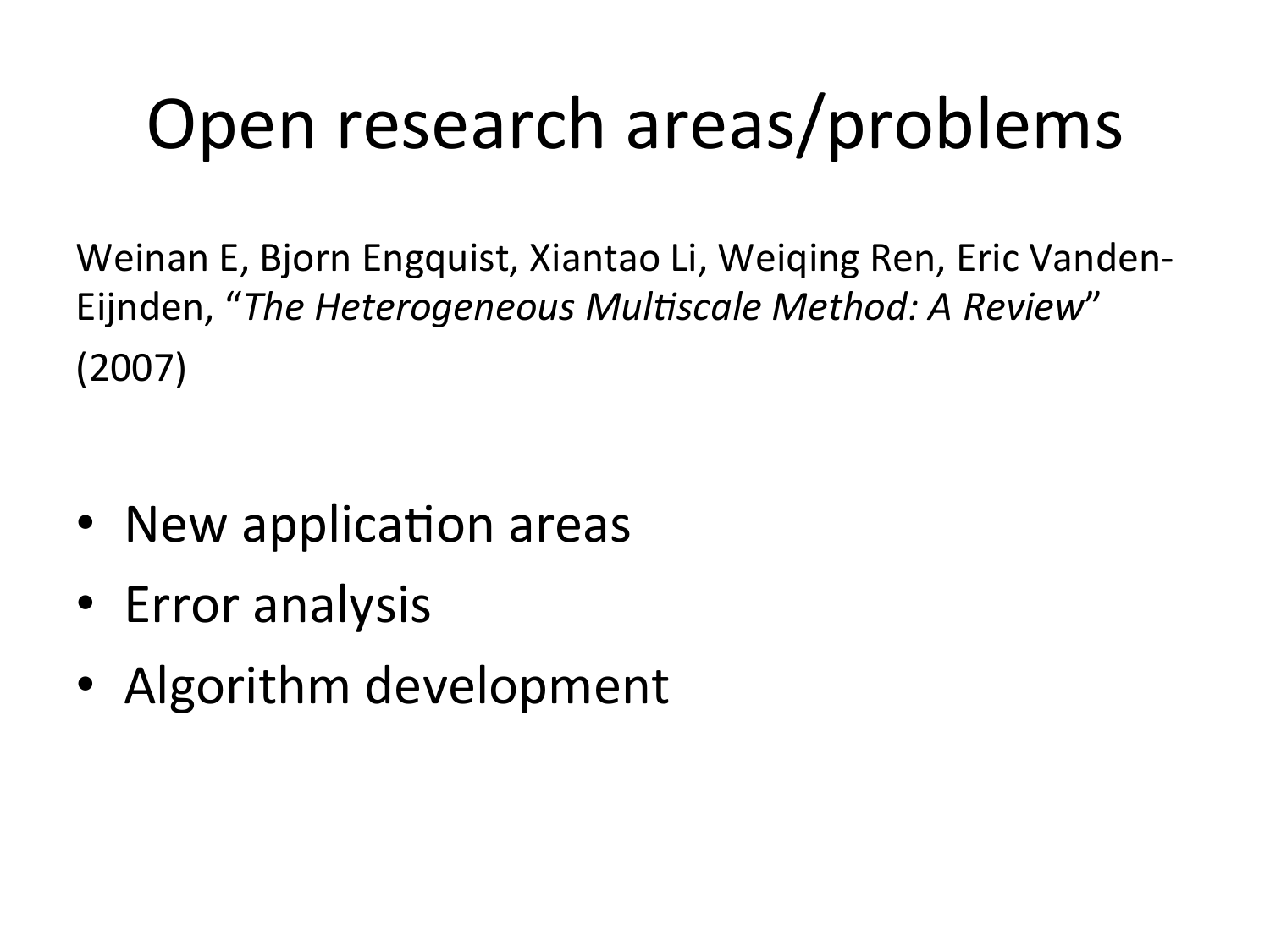# Open research areas/problems

Weinan E, Bjorn Engquist, Xiantao Li, Weiqing Ren, Eric Vanden-Eijnden, "*The Heterogeneous Multiscale Method: A Review*" (2007)

- New application areas
- Error analysis
- Algorithm development